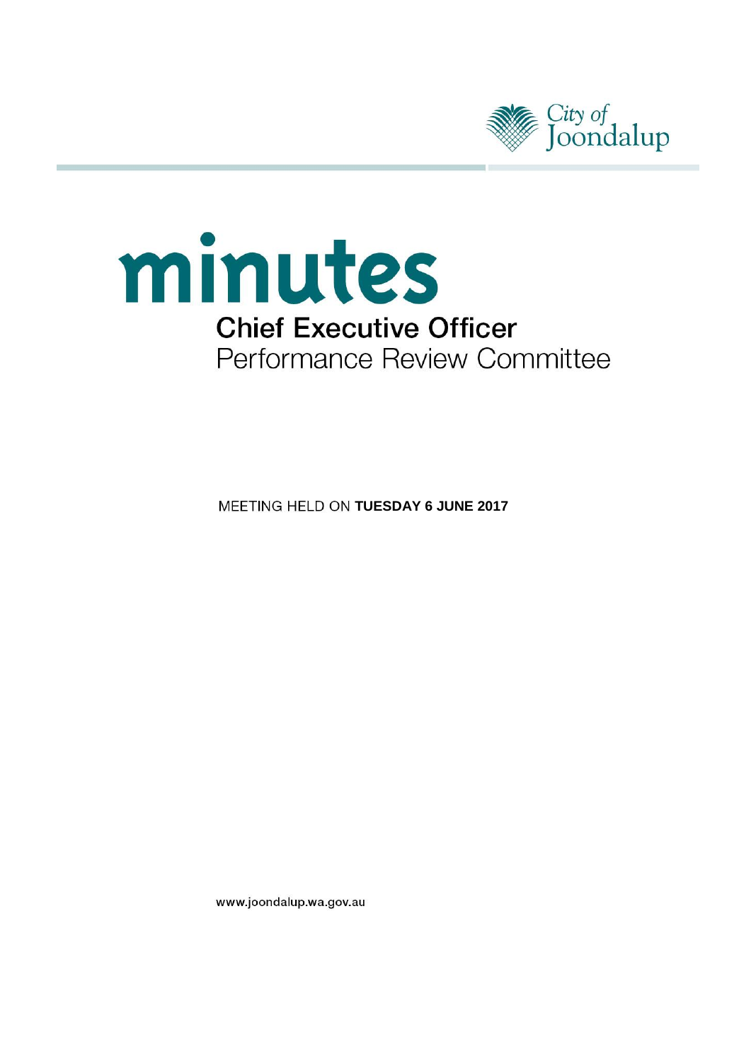City of Joondalup

# minutes

## Chief Executive Officer
Performance Review Committee

MEETING HELD ON **TUESDAY 6 JUNE 2017**

www.joondalup.wa.gov.au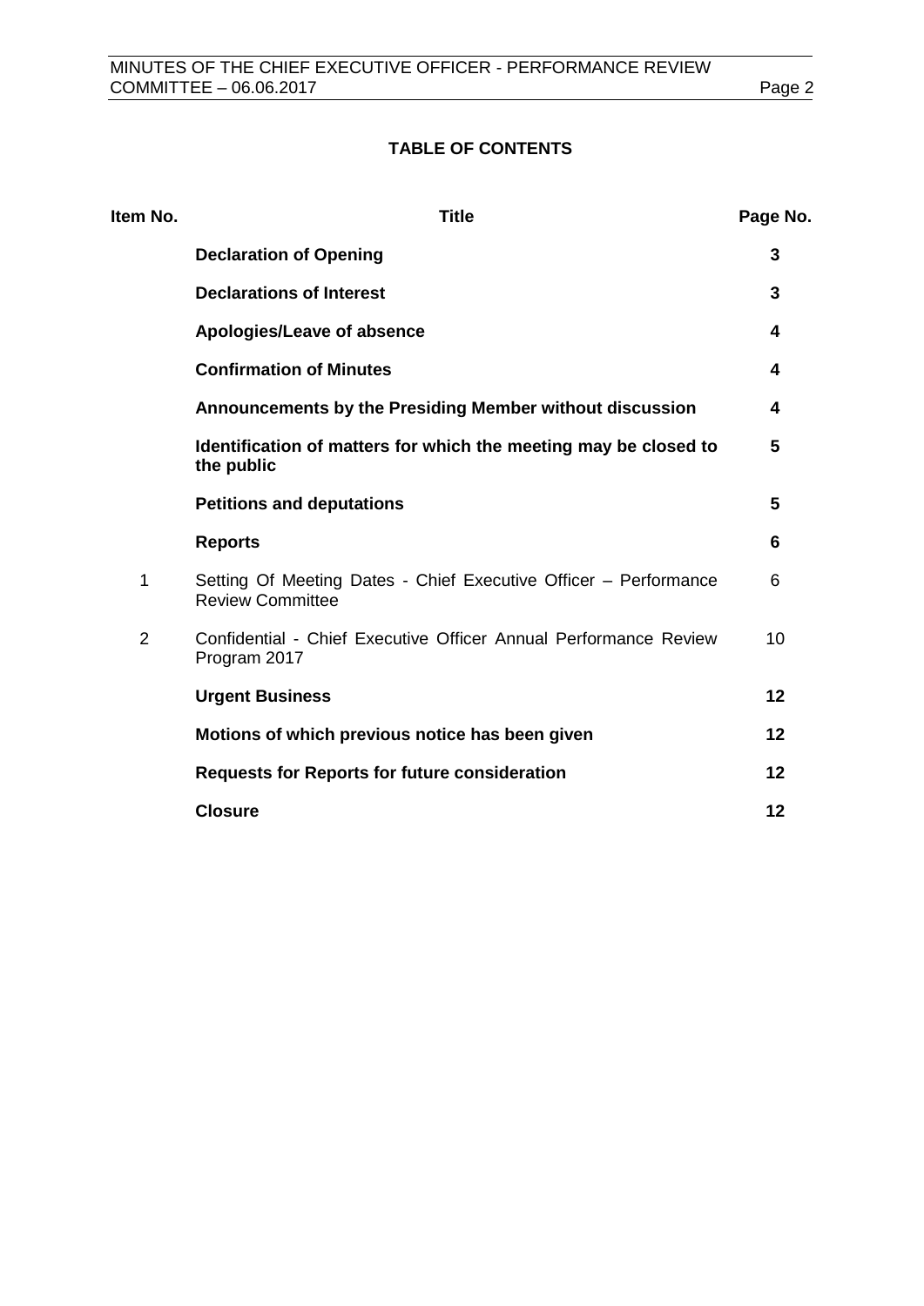## TABLE OF CONTENTS

| Item No. | Title | Page No. |
|---|---|---|
| | **Declaration of Opening** | **3** |
| | **Declarations of Interest** | **3** |
| | **Apologies/Leave of absence** | **4** |
| | **Confirmation of Minutes** | **4** |
| | **Announcements by the Presiding Member without discussion** | **4** |
| | **Identification of matters for which the meeting may be closed to the public** | **5** |
| | **Petitions and deputations** | **5** |
| | **Reports** | **6** |
| 1 | Setting Of Meeting Dates - Chief Executive Officer – Performance Review Committee | 6 |
| 2 | Confidential - Chief Executive Officer Annual Performance Review Program 2017 | 10 |
| | **Urgent Business** | **12** |
| | **Motions of which previous notice has been given** | **12** |
| | **Requests for Reports for future consideration** | **12** |
| | **Closure** | **12** |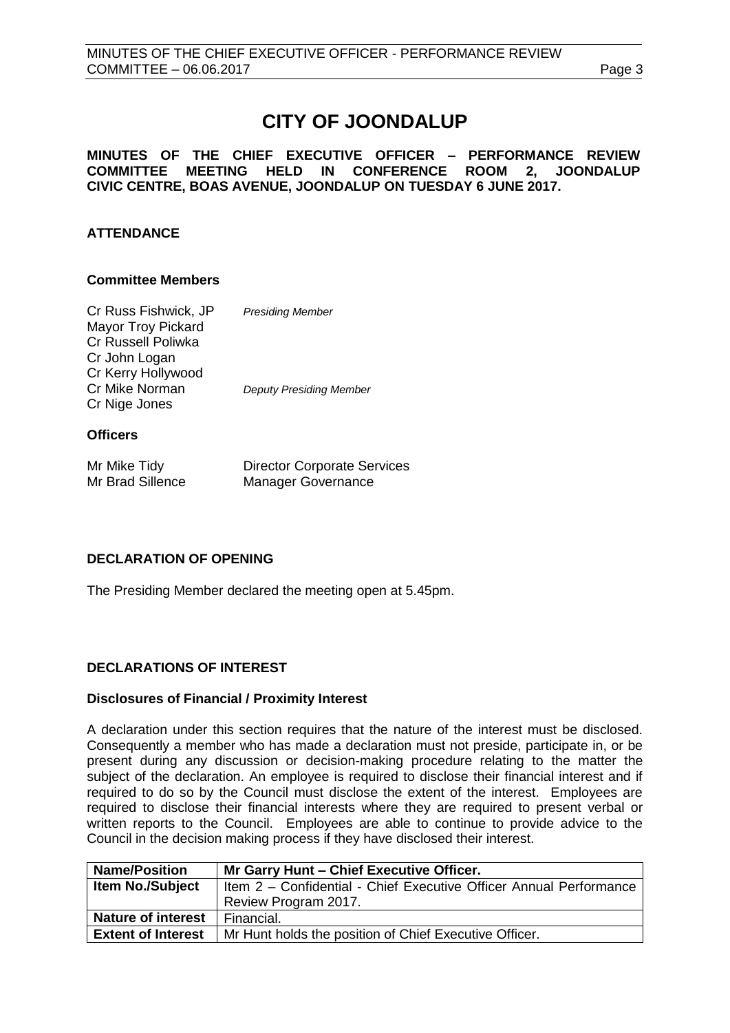# CITY OF JOONDALUP

**MINUTES OF THE CHIEF EXECUTIVE OFFICER – PERFORMANCE REVIEW COMMITTEE MEETING HELD IN CONFERENCE ROOM 2, JOONDALUP CIVIC CENTRE, BOAS AVENUE, JOONDALUP ON TUESDAY 6 JUNE 2017.**

## ATTENDANCE

### Committee Members

| | |
|---|---|
| Cr Russ Fishwick, JP | *Presiding Member* |
| Mayor Troy Pickard | |
| Cr Russell Poliwka | |
| Cr John Logan | |
| Cr Kerry Hollywood | |
| Cr Mike Norman | *Deputy Presiding Member* |
| Cr Nige Jones | |

### Officers

| | |
|---|---|
| Mr Mike Tidy | Director Corporate Services |
| Mr Brad Sillence | Manager Governance |

## DECLARATION OF OPENING

The Presiding Member declared the meeting open at 5.45pm.

## DECLARATIONS OF INTEREST

### Disclosures of Financial / Proximity Interest

A declaration under this section requires that the nature of the interest must be disclosed. Consequently a member who has made a declaration must not preside, participate in, or be present during any discussion or decision-making procedure relating to the matter the subject of the declaration. An employee is required to disclose their financial interest and if required to do so by the Council must disclose the extent of the interest. Employees are required to disclose their financial interests where they are required to present verbal or written reports to the Council. Employees are able to continue to provide advice to the Council in the decision making process if they have disclosed their interest.

| **Name/Position** | **Mr Garry Hunt – Chief Executive Officer.** |
|---|---|
| **Item No./Subject** | Item 2 – Confidential - Chief Executive Officer Annual Performance Review Program 2017. |
| **Nature of interest** | Financial. |
| **Extent of Interest** | Mr Hunt holds the position of Chief Executive Officer. |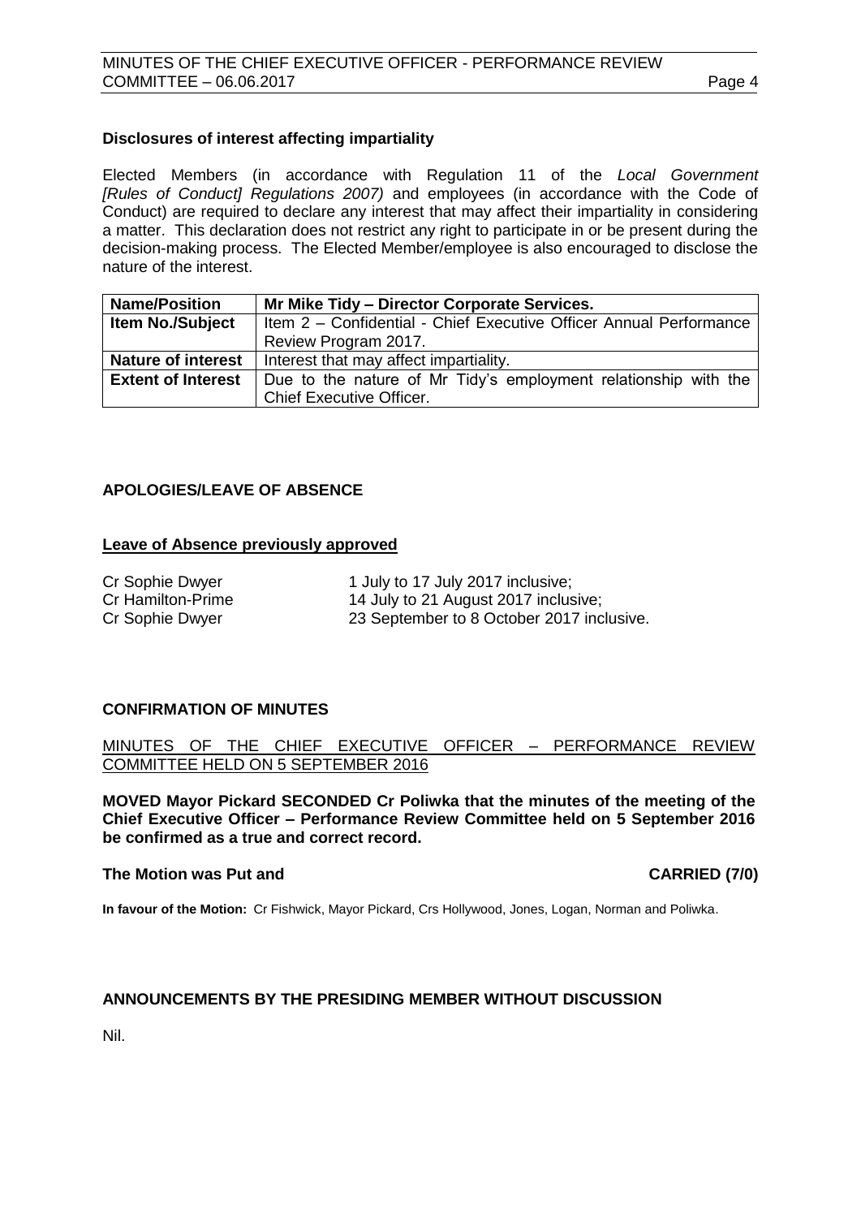### Disclosures of interest affecting impartiality

Elected Members (in accordance with Regulation 11 of the *Local Government [Rules of Conduct] Regulations 2007)* and employees (in accordance with the Code of Conduct) are required to declare any interest that may affect their impartiality in considering a matter. This declaration does not restrict any right to participate in or be present during the decision-making process. The Elected Member/employee is also encouraged to disclose the nature of the interest.

| **Name/Position** | **Mr Mike Tidy – Director Corporate Services.** |
|---|---|
| **Item No./Subject** | Item 2 – Confidential - Chief Executive Officer Annual Performance Review Program 2017. |
| **Nature of interest** | Interest that may affect impartiality. |
| **Extent of Interest** | Due to the nature of Mr Tidy's employment relationship with the Chief Executive Officer. |

## APOLOGIES/LEAVE OF ABSENCE

### Leave of Absence previously approved

| | |
|---|---|
| Cr Sophie Dwyer | 1 July to 17 July 2017 inclusive; |
| Cr Hamilton-Prime | 14 July to 21 August 2017 inclusive; |
| Cr Sophie Dwyer | 23 September to 8 October 2017 inclusive. |

## CONFIRMATION OF MINUTES

MINUTES OF THE CHIEF EXECUTIVE OFFICER – PERFORMANCE REVIEW COMMITTEE HELD ON 5 SEPTEMBER 2016

**MOVED Mayor Pickard SECONDED Cr Poliwka that the minutes of the meeting of the Chief Executive Officer – Performance Review Committee held on 5 September 2016 be confirmed as a true and correct record.**

**The Motion was Put and CARRIED (7/0)**

**In favour of the Motion:** Cr Fishwick, Mayor Pickard, Crs Hollywood, Jones, Logan, Norman and Poliwka.

## ANNOUNCEMENTS BY THE PRESIDING MEMBER WITHOUT DISCUSSION

Nil.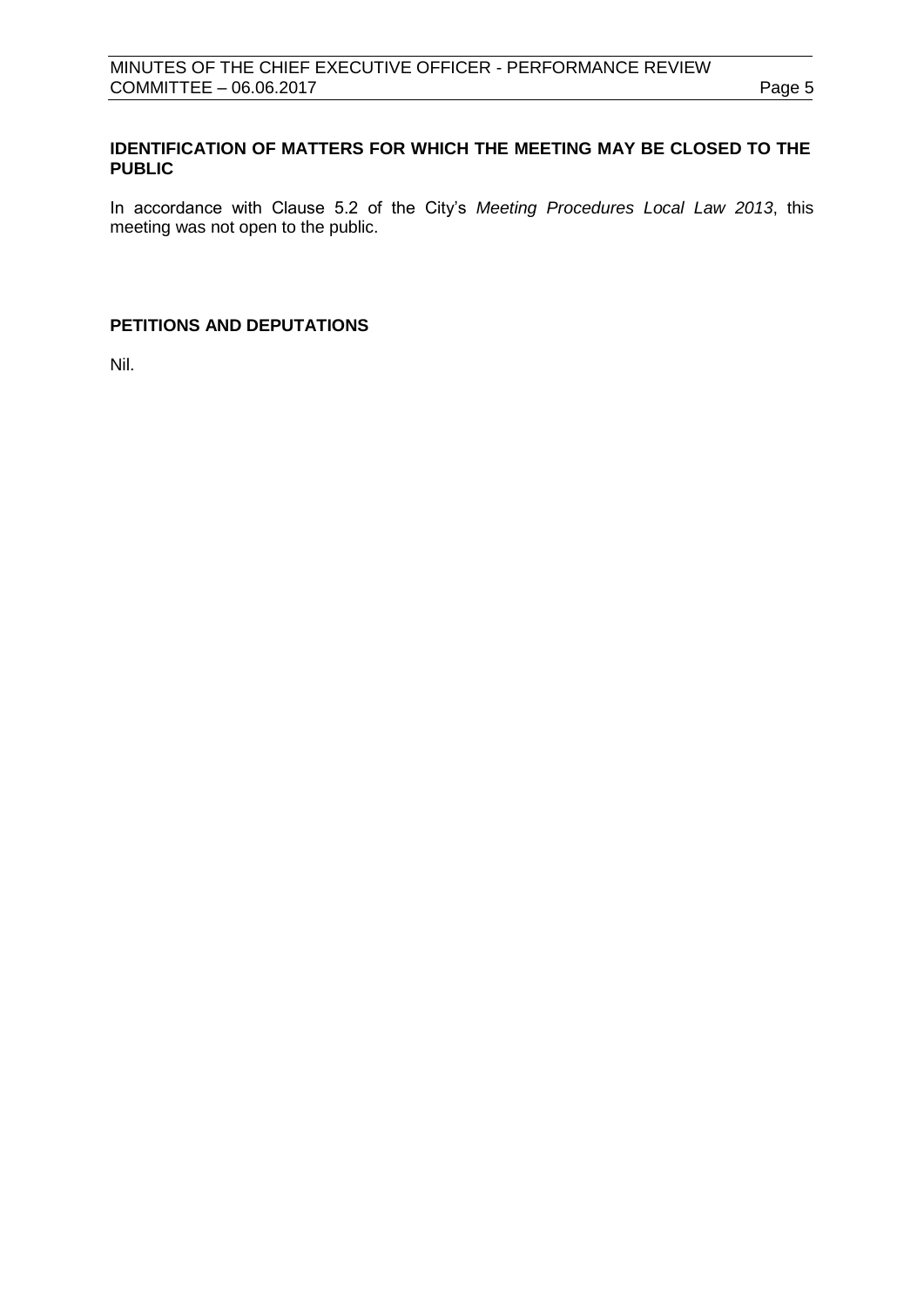## IDENTIFICATION OF MATTERS FOR WHICH THE MEETING MAY BE CLOSED TO THE PUBLIC

In accordance with Clause 5.2 of the City's *Meeting Procedures Local Law 2013*, this meeting was not open to the public.

## PETITIONS AND DEPUTATIONS

Nil.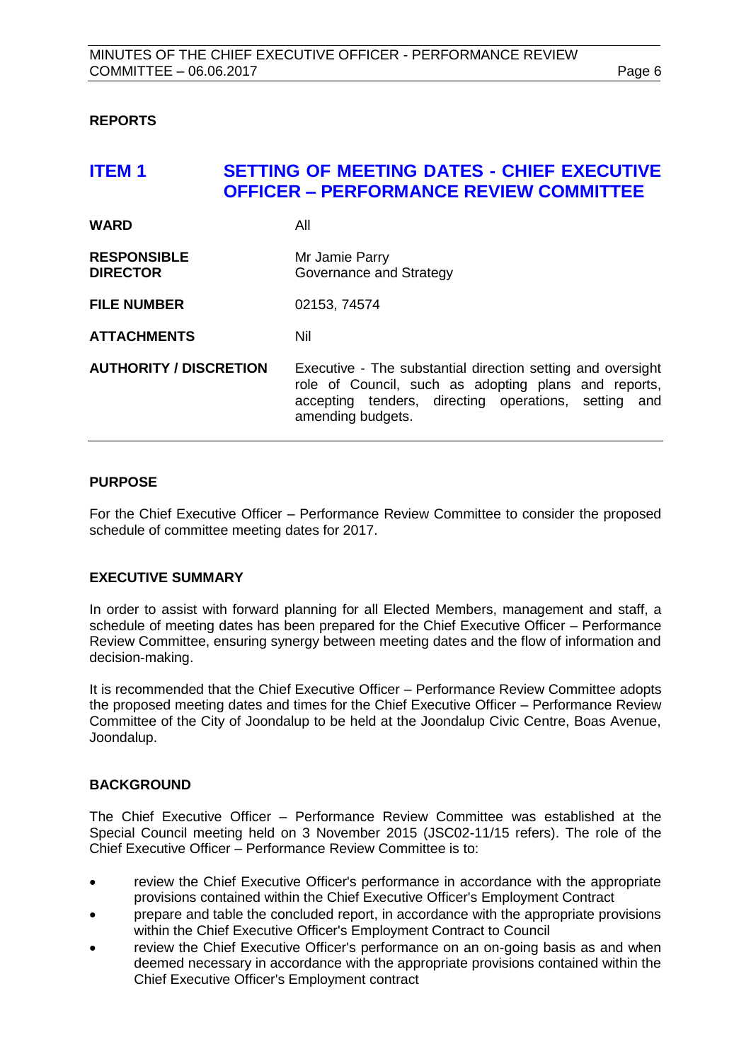**REPORTS**

# ITEM 1 SETTING OF MEETING DATES - CHIEF EXECUTIVE OFFICER – PERFORMANCE REVIEW COMMITTEE

| | |
|---|---|
| **WARD** | All |
| **RESPONSIBLE DIRECTOR** | Mr Jamie Parry<br>Governance and Strategy |
| **FILE NUMBER** | 02153, 74574 |
| **ATTACHMENTS** | Nil |
| **AUTHORITY / DISCRETION** | Executive - The substantial direction setting and oversight role of Council, such as adopting plans and reports, accepting tenders, directing operations, setting and amending budgets. |

**PURPOSE**

For the Chief Executive Officer – Performance Review Committee to consider the proposed schedule of committee meeting dates for 2017.

**EXECUTIVE SUMMARY**

In order to assist with forward planning for all Elected Members, management and staff, a schedule of meeting dates has been prepared for the Chief Executive Officer – Performance Review Committee, ensuring synergy between meeting dates and the flow of information and decision-making.

It is recommended that the Chief Executive Officer – Performance Review Committee adopts the proposed meeting dates and times for the Chief Executive Officer – Performance Review Committee of the City of Joondalup to be held at the Joondalup Civic Centre, Boas Avenue, Joondalup.

**BACKGROUND**

The Chief Executive Officer – Performance Review Committee was established at the Special Council meeting held on 3 November 2015 (JSC02-11/15 refers). The role of the Chief Executive Officer – Performance Review Committee is to:

- review the Chief Executive Officer's performance in accordance with the appropriate provisions contained within the Chief Executive Officer's Employment Contract
- prepare and table the concluded report, in accordance with the appropriate provisions within the Chief Executive Officer's Employment Contract to Council
- review the Chief Executive Officer's performance on an on-going basis as and when deemed necessary in accordance with the appropriate provisions contained within the Chief Executive Officer's Employment contract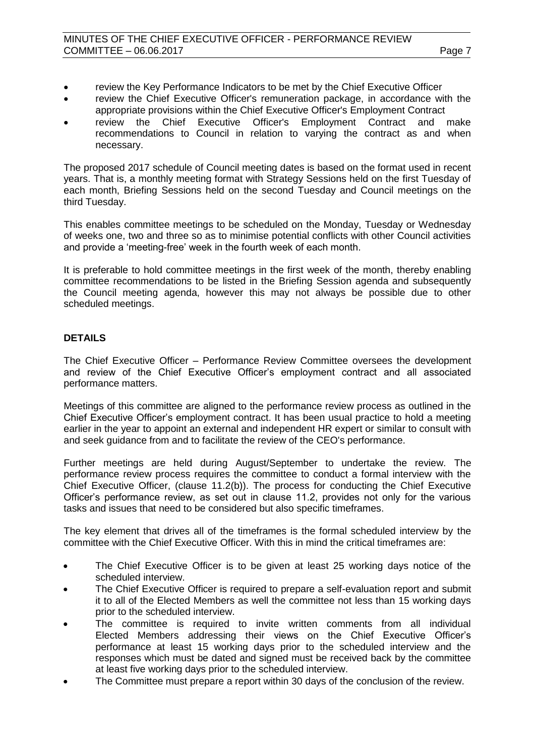- review the Key Performance Indicators to be met by the Chief Executive Officer
- review the Chief Executive Officer's remuneration package, in accordance with the appropriate provisions within the Chief Executive Officer's Employment Contract
- review the Chief Executive Officer's Employment Contract and make recommendations to Council in relation to varying the contract as and when necessary.

The proposed 2017 schedule of Council meeting dates is based on the format used in recent years. That is, a monthly meeting format with Strategy Sessions held on the first Tuesday of each month, Briefing Sessions held on the second Tuesday and Council meetings on the third Tuesday.

This enables committee meetings to be scheduled on the Monday, Tuesday or Wednesday of weeks one, two and three so as to minimise potential conflicts with other Council activities and provide a 'meeting-free' week in the fourth week of each month.

It is preferable to hold committee meetings in the first week of the month, thereby enabling committee recommendations to be listed in the Briefing Session agenda and subsequently the Council meeting agenda, however this may not always be possible due to other scheduled meetings.

## DETAILS

The Chief Executive Officer – Performance Review Committee oversees the development and review of the Chief Executive Officer's employment contract and all associated performance matters.

Meetings of this committee are aligned to the performance review process as outlined in the Chief Executive Officer's employment contract. It has been usual practice to hold a meeting earlier in the year to appoint an external and independent HR expert or similar to consult with and seek guidance from and to facilitate the review of the CEO's performance.

Further meetings are held during August/September to undertake the review. The performance review process requires the committee to conduct a formal interview with the Chief Executive Officer, (clause 11.2(b)). The process for conducting the Chief Executive Officer's performance review, as set out in clause 11.2, provides not only for the various tasks and issues that need to be considered but also specific timeframes.

The key element that drives all of the timeframes is the formal scheduled interview by the committee with the Chief Executive Officer. With this in mind the critical timeframes are:

- The Chief Executive Officer is to be given at least 25 working days notice of the scheduled interview.
- The Chief Executive Officer is required to prepare a self-evaluation report and submit it to all of the Elected Members as well the committee not less than 15 working days prior to the scheduled interview.
- The committee is required to invite written comments from all individual Elected Members addressing their views on the Chief Executive Officer's performance at least 15 working days prior to the scheduled interview and the responses which must be dated and signed must be received back by the committee at least five working days prior to the scheduled interview.
- The Committee must prepare a report within 30 days of the conclusion of the review.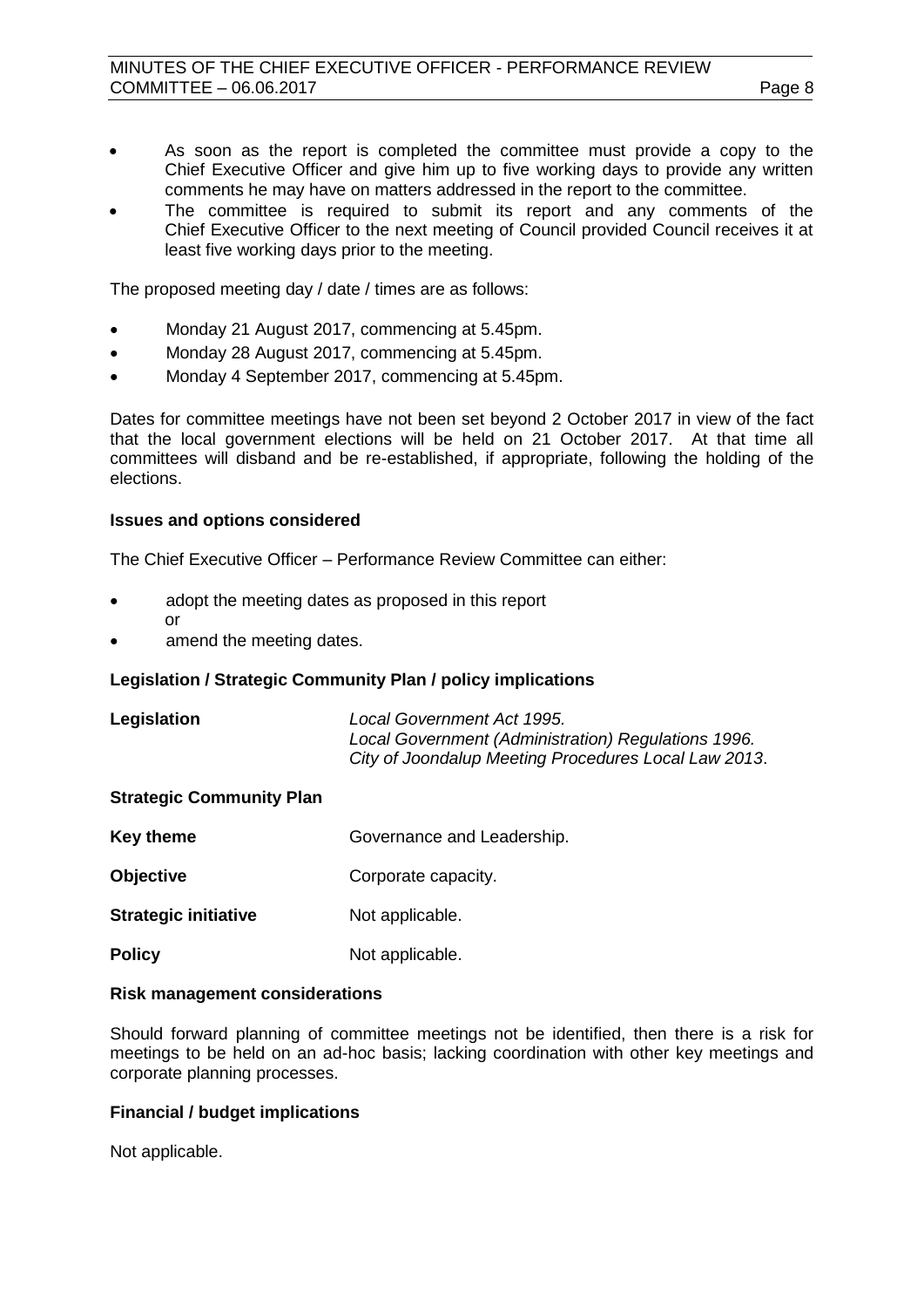- As soon as the report is completed the committee must provide a copy to the Chief Executive Officer and give him up to five working days to provide any written comments he may have on matters addressed in the report to the committee.
- The committee is required to submit its report and any comments of the Chief Executive Officer to the next meeting of Council provided Council receives it at least five working days prior to the meeting.

The proposed meeting day / date / times are as follows:

- Monday 21 August 2017, commencing at 5.45pm.
- Monday 28 August 2017, commencing at 5.45pm.
- Monday 4 September 2017, commencing at 5.45pm.

Dates for committee meetings have not been set beyond 2 October 2017 in view of the fact that the local government elections will be held on 21 October 2017. At that time all committees will disband and be re-established, if appropriate, following the holding of the elections.

### Issues and options considered

The Chief Executive Officer – Performance Review Committee can either:

- adopt the meeting dates as proposed in this report
  or
- amend the meeting dates.

### Legislation / Strategic Community Plan / policy implications

**Legislation** *Local Government Act 1995.*
*Local Government (Administration) Regulations 1996.*
*City of Joondalup Meeting Procedures Local Law 2013*.

**Strategic Community Plan**

**Key theme** Governance and Leadership.

**Objective** Corporate capacity.

**Strategic initiative** Not applicable.

**Policy** Not applicable.

### Risk management considerations

Should forward planning of committee meetings not be identified, then there is a risk for meetings to be held on an ad-hoc basis; lacking coordination with other key meetings and corporate planning processes.

### Financial / budget implications

Not applicable.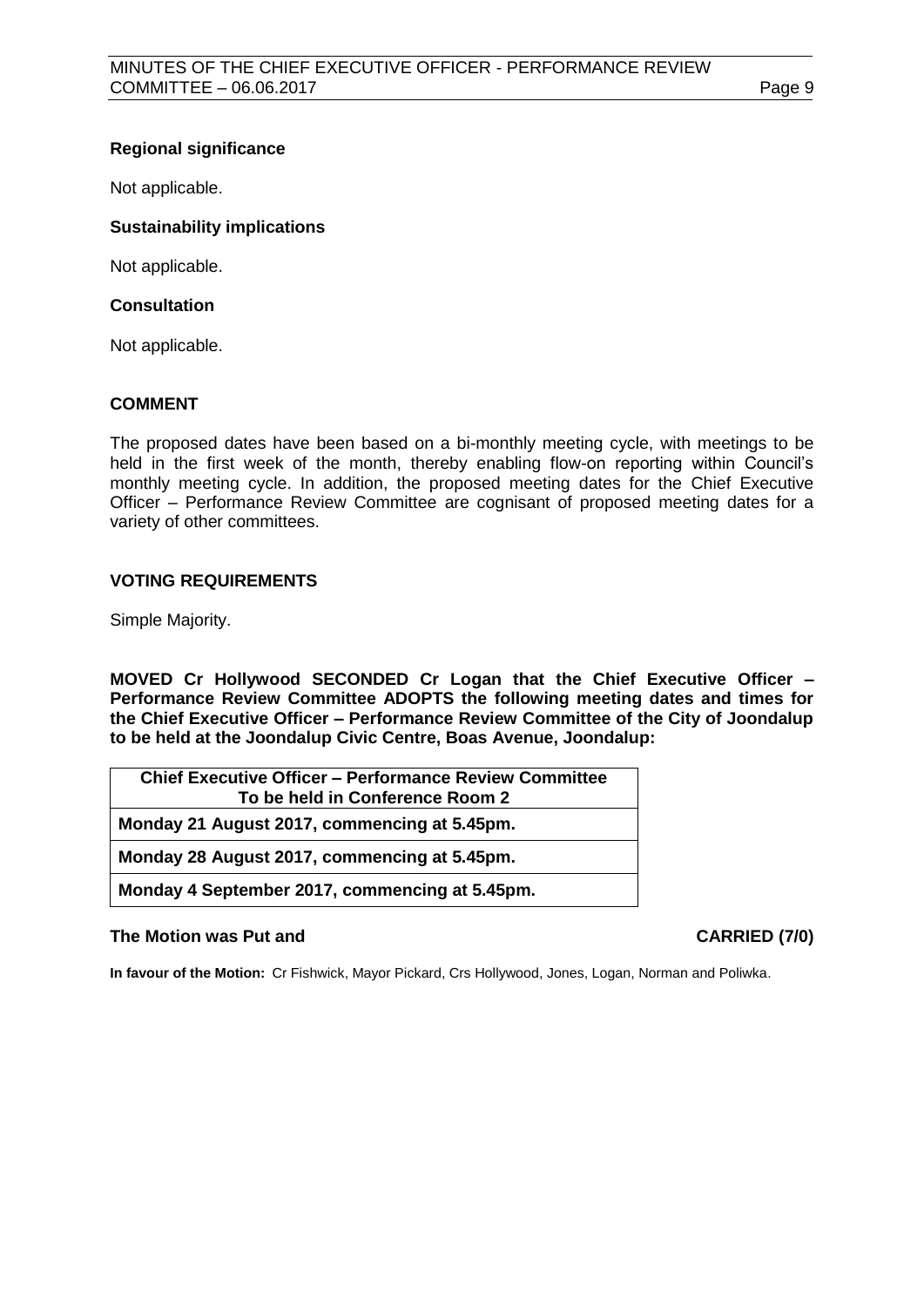**Regional significance**

Not applicable.

**Sustainability implications**

Not applicable.

**Consultation**

Not applicable.

## COMMENT

The proposed dates have been based on a bi-monthly meeting cycle, with meetings to be held in the first week of the month, thereby enabling flow-on reporting within Council's monthly meeting cycle. In addition, the proposed meeting dates for the Chief Executive Officer – Performance Review Committee are cognisant of proposed meeting dates for a variety of other committees.

## VOTING REQUIREMENTS

Simple Majority.

**MOVED Cr Hollywood SECONDED Cr Logan that the Chief Executive Officer – Performance Review Committee ADOPTS the following meeting dates and times for the Chief Executive Officer – Performance Review Committee of the City of Joondalup to be held at the Joondalup Civic Centre, Boas Avenue, Joondalup:**

| Chief Executive Officer – Performance Review Committee To be held in Conference Room 2 |
|---|
| Monday 21 August 2017, commencing at 5.45pm. |
| Monday 28 August 2017, commencing at 5.45pm. |
| Monday 4 September 2017, commencing at 5.45pm. |

**The Motion was Put and CARRIED (7/0)**

**In favour of the Motion:** Cr Fishwick, Mayor Pickard, Crs Hollywood, Jones, Logan, Norman and Poliwka.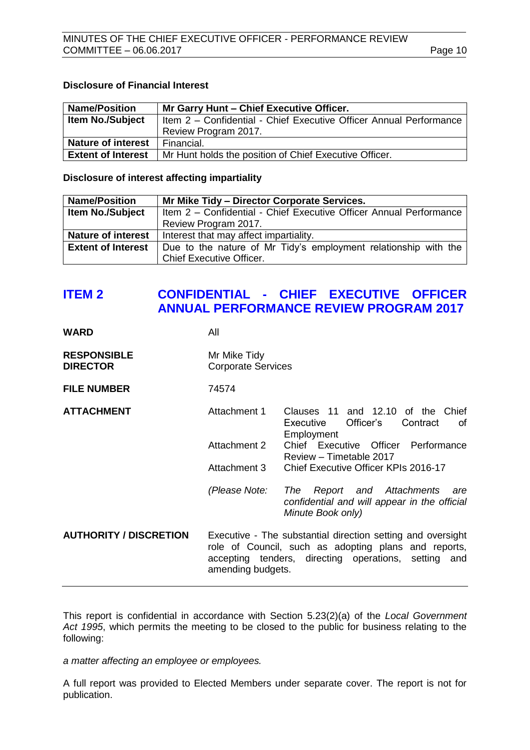**Disclosure of Financial Interest**

| Name/Position | Mr Garry Hunt – Chief Executive Officer. |
| --- | --- |
| Item No./Subject | Item 2 – Confidential - Chief Executive Officer Annual Performance Review Program 2017. |
| Nature of interest | Financial. |
| Extent of Interest | Mr Hunt holds the position of Chief Executive Officer. |

**Disclosure of interest affecting impartiality**

| Name/Position | Mr Mike Tidy – Director Corporate Services. |
| --- | --- |
| Item No./Subject | Item 2 – Confidential - Chief Executive Officer Annual Performance Review Program 2017. |
| Nature of interest | Interest that may affect impartiality. |
| Extent of Interest | Due to the nature of Mr Tidy's employment relationship with the Chief Executive Officer. |

## ITEM 2 CONFIDENTIAL - CHIEF EXECUTIVE OFFICER ANNUAL PERFORMANCE REVIEW PROGRAM 2017

**WARD** All

**RESPONSIBLE DIRECTOR** Mr Mike Tidy
Corporate Services

**FILE NUMBER** 74574

**ATTACHMENT**

Attachment 1 Clauses 11 and 12.10 of the Chief Executive Officer's Contract of Employment
Attachment 2 Chief Executive Officer Performance Review – Timetable 2017
Attachment 3 Chief Executive Officer KPIs 2016-17

*(Please Note: The Report and Attachments are confidential and will appear in the official Minute Book only)*

**AUTHORITY / DISCRETION** Executive - The substantial direction setting and oversight role of Council, such as adopting plans and reports, accepting tenders, directing operations, setting and amending budgets.

---

This report is confidential in accordance with Section 5.23(2)(a) of the *Local Government Act 1995*, which permits the meeting to be closed to the public for business relating to the following:

*a matter affecting an employee or employees.*

A full report was provided to Elected Members under separate cover. The report is not for publication.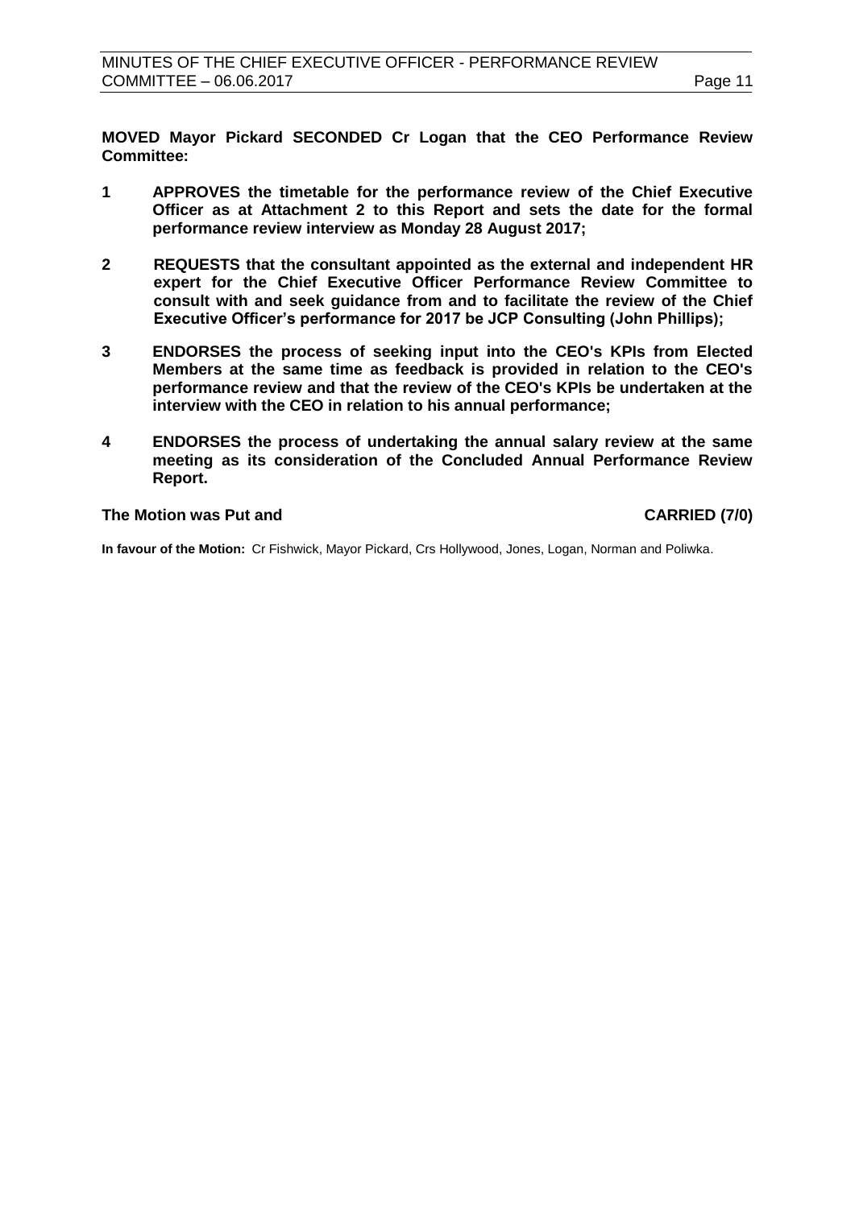**MOVED Mayor Pickard SECONDED Cr Logan that the CEO Performance Review Committee:**

1. **APPROVES the timetable for the performance review of the Chief Executive Officer as at Attachment 2 to this Report and sets the date for the formal performance review interview as Monday 28 August 2017;**

2. **REQUESTS that the consultant appointed as the external and independent HR expert for the Chief Executive Officer Performance Review Committee to consult with and seek guidance from and to facilitate the review of the Chief Executive Officer's performance for 2017 be JCP Consulting (John Phillips);**

3. **ENDORSES the process of seeking input into the CEO's KPIs from Elected Members at the same time as feedback is provided in relation to the CEO's performance review and that the review of the CEO's KPIs be undertaken at the interview with the CEO in relation to his annual performance;**

4. **ENDORSES the process of undertaking the annual salary review at the same meeting as its consideration of the Concluded Annual Performance Review Report.**

**The Motion was Put and CARRIED (7/0)**

**In favour of the Motion:** Cr Fishwick, Mayor Pickard, Crs Hollywood, Jones, Logan, Norman and Poliwka.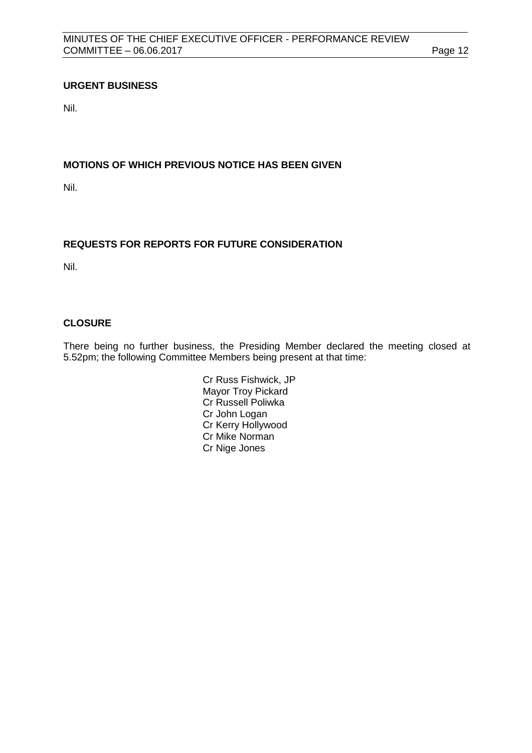**URGENT BUSINESS**

Nil.

**MOTIONS OF WHICH PREVIOUS NOTICE HAS BEEN GIVEN**

Nil.

**REQUESTS FOR REPORTS FOR FUTURE CONSIDERATION**

Nil.

**CLOSURE**

There being no further business, the Presiding Member declared the meeting closed at 5.52pm; the following Committee Members being present at that time:

Cr Russ Fishwick, JP  
Mayor Troy Pickard  
Cr Russell Poliwka  
Cr John Logan  
Cr Kerry Hollywood  
Cr Mike Norman  
Cr Nige Jones